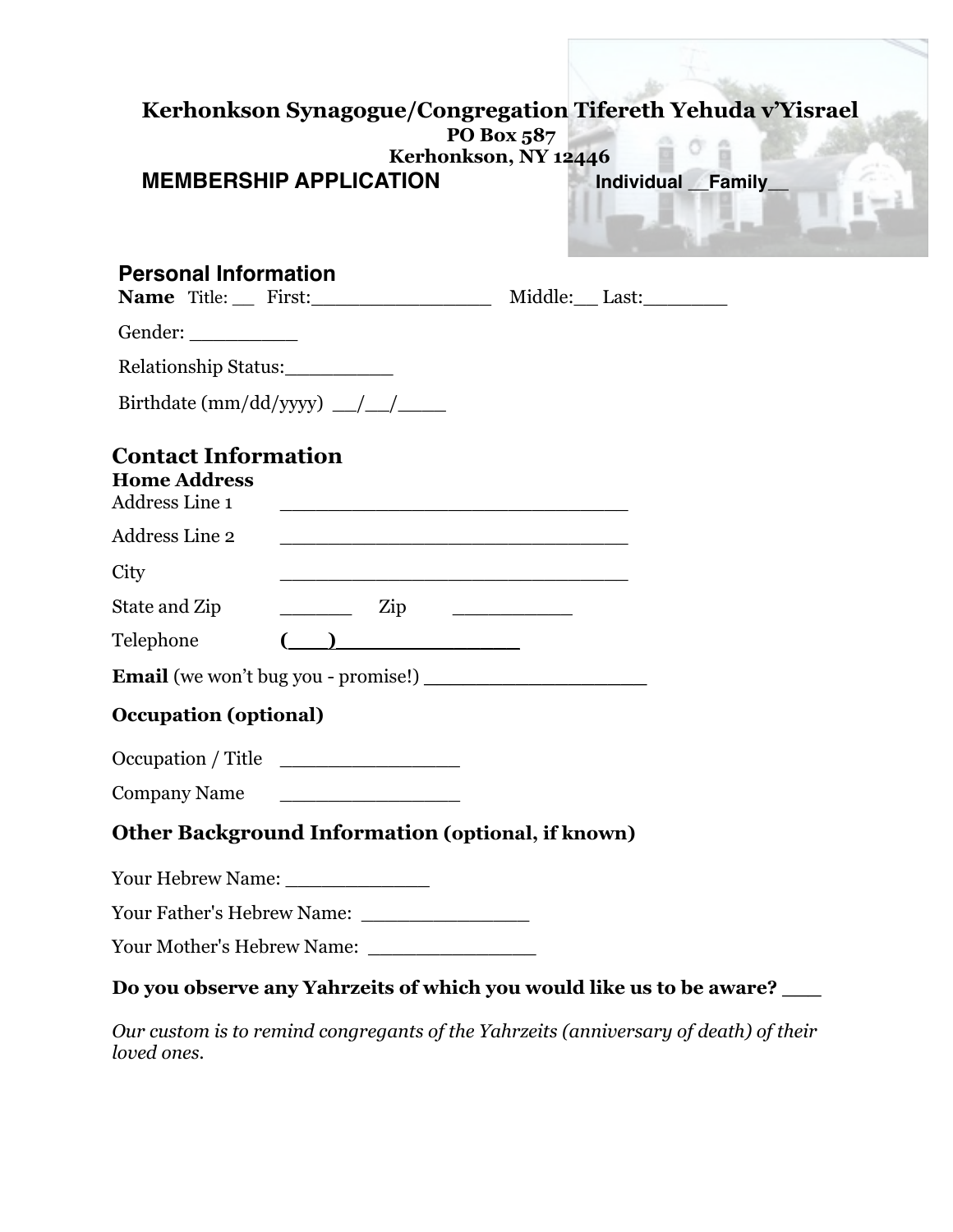# Kerhonkson Synagogue/Congregation Tifereth Yehuda v'Yisrael

**PO Box 587**
**Kerhonkson, NY 12446**

## MEMBERSHIP APPLICATION

**Individual __Family__**

## Personal Information

**Name** Title: __ First:________________ Middle:__ Last:________

Gender: __________

Relationship Status:__________

Birthdate (mm/dd/yyyy) __/__/____

## Contact Information

**Home Address**

Address Line 1 ______________________________

Address Line 2 ______________________________

City ______________________________

State and Zip ______ Zip __________

Telephone (___)________________

**Email** (we won't bug you - promise!) __________________

**Occupation (optional)**

Occupation / Title _______________

Company Name _______________

### Other Background Information (optional, if known)

Your Hebrew Name: ____________

Your Father's Hebrew Name: ______________

Your Mother's Hebrew Name: ______________

**Do you observe any Yahrzeits of which you would like us to be aware? ___**

*Our custom is to remind congregants of the Yahrzeits (anniversary of death) of their loved ones.*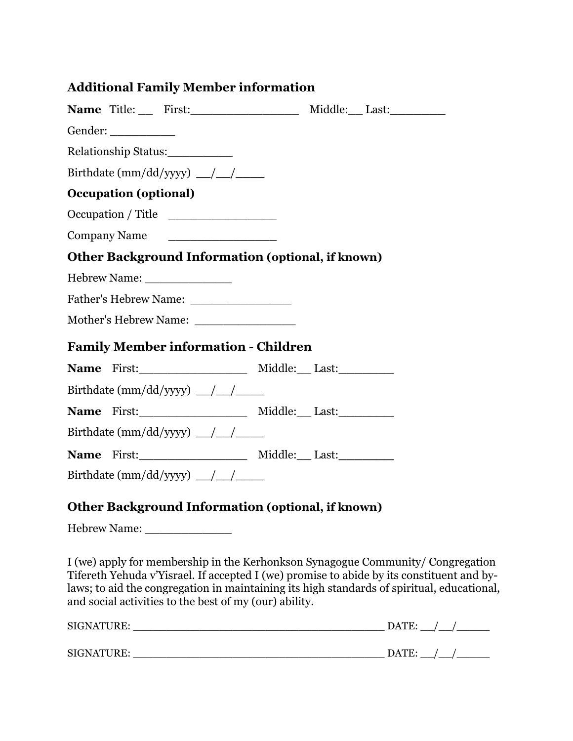## Additional Family Member information

**Name** Title: __ First:________________ Middle:__ Last:________

Gender: _________

Relationship Status:_________

Birthdate (mm/dd/yyyy) __/__/____

**Occupation (optional)**

Occupation / Title ________________

Company Name ________________

## Other Background Information (optional, if known)

Hebrew Name: ____________

Father's Hebrew Name: _______________

Mother's Hebrew Name: _______________

## Family Member information - Children

**Name** First:________________ Middle:__ Last:________

Birthdate (mm/dd/yyyy) __/__/____

**Name** First:________________ Middle:__ Last:________

Birthdate (mm/dd/yyyy) __/__/____

**Name** First:________________ Middle:__ Last:________

Birthdate (mm/dd/yyyy) __/__/____

## Other Background Information (optional, if known)

Hebrew Name: ____________

I (we) apply for membership in the Kerhonkson Synagogue Community/ Congregation Tifereth Yehuda v'Yisrael. If accepted I (we) promise to abide by its constituent and by-laws; to aid the congregation in maintaining its high standards of spiritual, educational, and social activities to the best of my (our) ability.

SIGNATURE: ______________________________________ DATE: __/__/_____

SIGNATURE: ______________________________________ DATE: __/__/_____